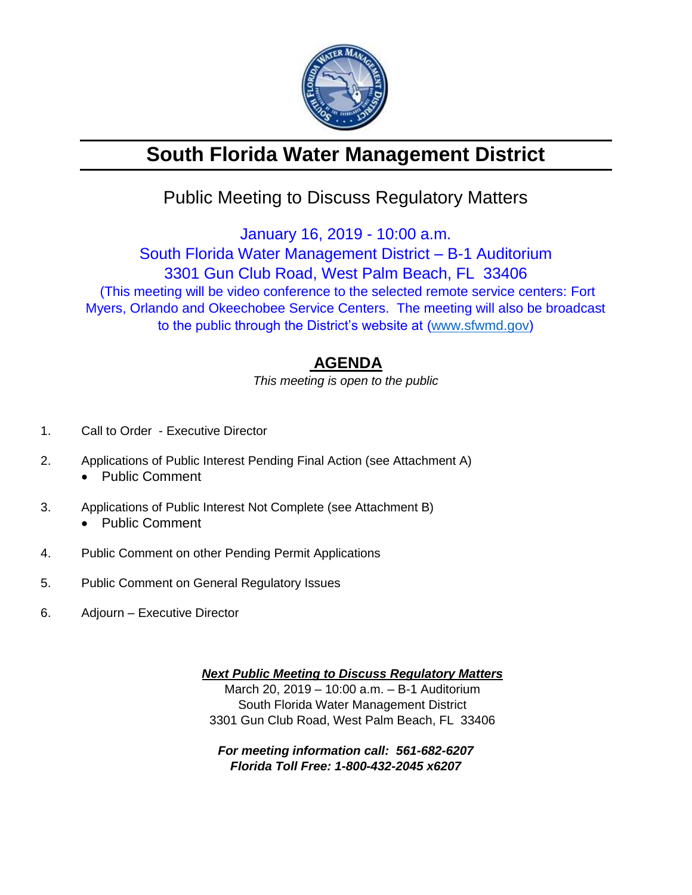# South Florida Water Management District

## Public Meeting to Discuss Regulatory Matters

January 16, 2019 - 10:00 a.m.
South Florida Water Management District – B-1 Auditorium
3301 Gun Club Road, West Palm Beach, FL 33406
(This meeting will be video conference to the selected remote service centers: Fort Myers, Orlando and Okeechobee Service Centers. The meeting will also be broadcast to the public through the District's website at (www.sfwmd.gov)

## AGENDA

*This meeting is open to the public*

1. Call to Order - Executive Director
2. Applications of Public Interest Pending Final Action (see Attachment A)
   - Public Comment
3. Applications of Public Interest Not Complete (see Attachment B)
   - Public Comment
4. Public Comment on other Pending Permit Applications
5. Public Comment on General Regulatory Issues
6. Adjourn – Executive Director

***Next Public Meeting to Discuss Regulatory Matters***
March 20, 2019 – 10:00 a.m. – B-1 Auditorium
South Florida Water Management District
3301 Gun Club Road, West Palm Beach, FL 33406

***For meeting information call: 561-682-6207***
***Florida Toll Free: 1-800-432-2045 x6207***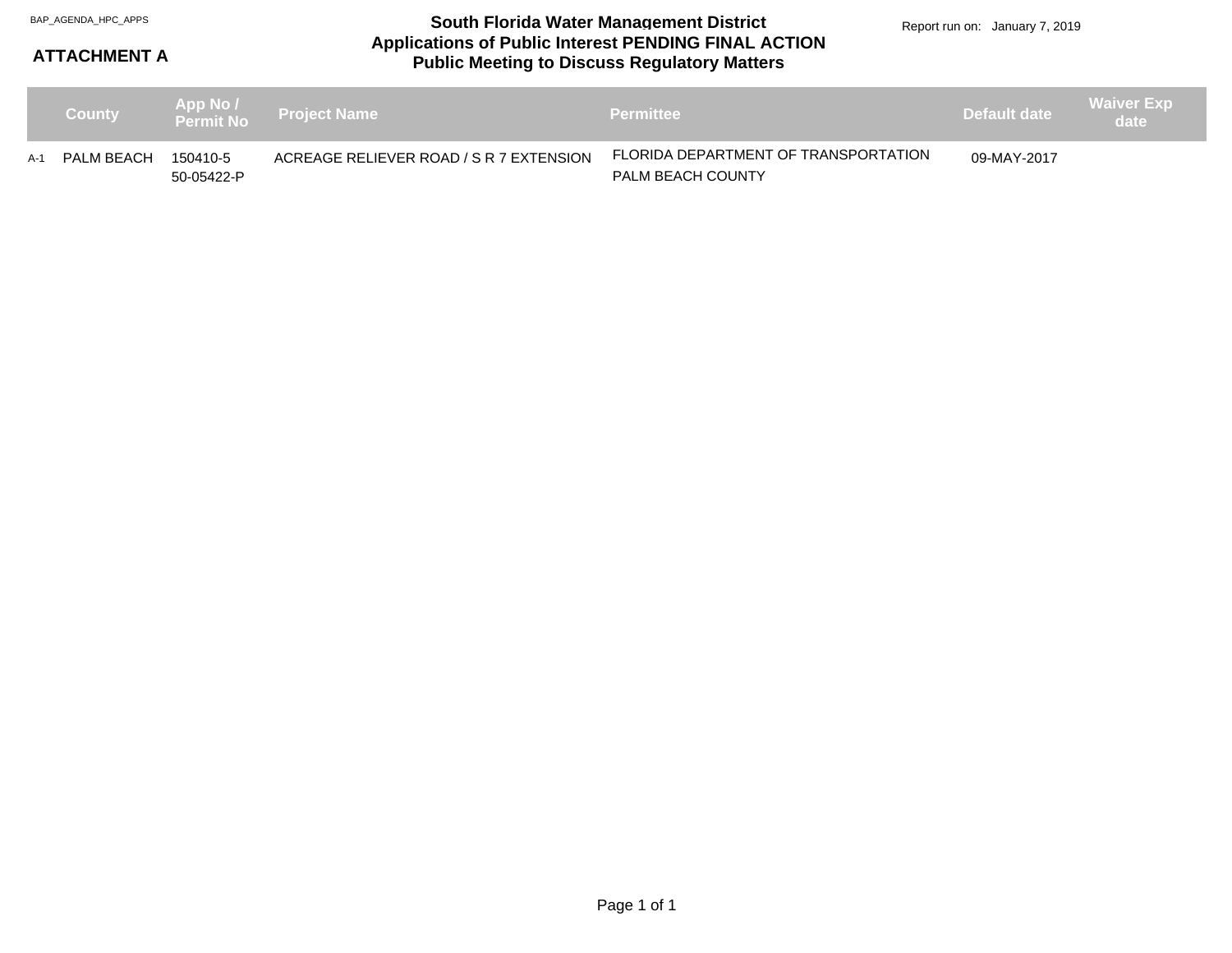BAP_AGENDA_HPC_APPS

**ATTACHMENT A**

# South Florida Water Management District
## Applications of Public Interest PENDING FINAL ACTION
## Public Meeting to Discuss Regulatory Matters

Report run on: January 7, 2019

| | County | App No / Permit No | Project Name | Permittee | Default date | Waiver Exp date |
|---|---|---|---|---|---|---|
| A-1 | PALM BEACH | 150410-5<br>50-05422-P | ACREAGE RELIEVER ROAD / S R 7 EXTENSION | FLORIDA DEPARTMENT OF TRANSPORTATION<br>PALM BEACH COUNTY | 09-MAY-2017 | |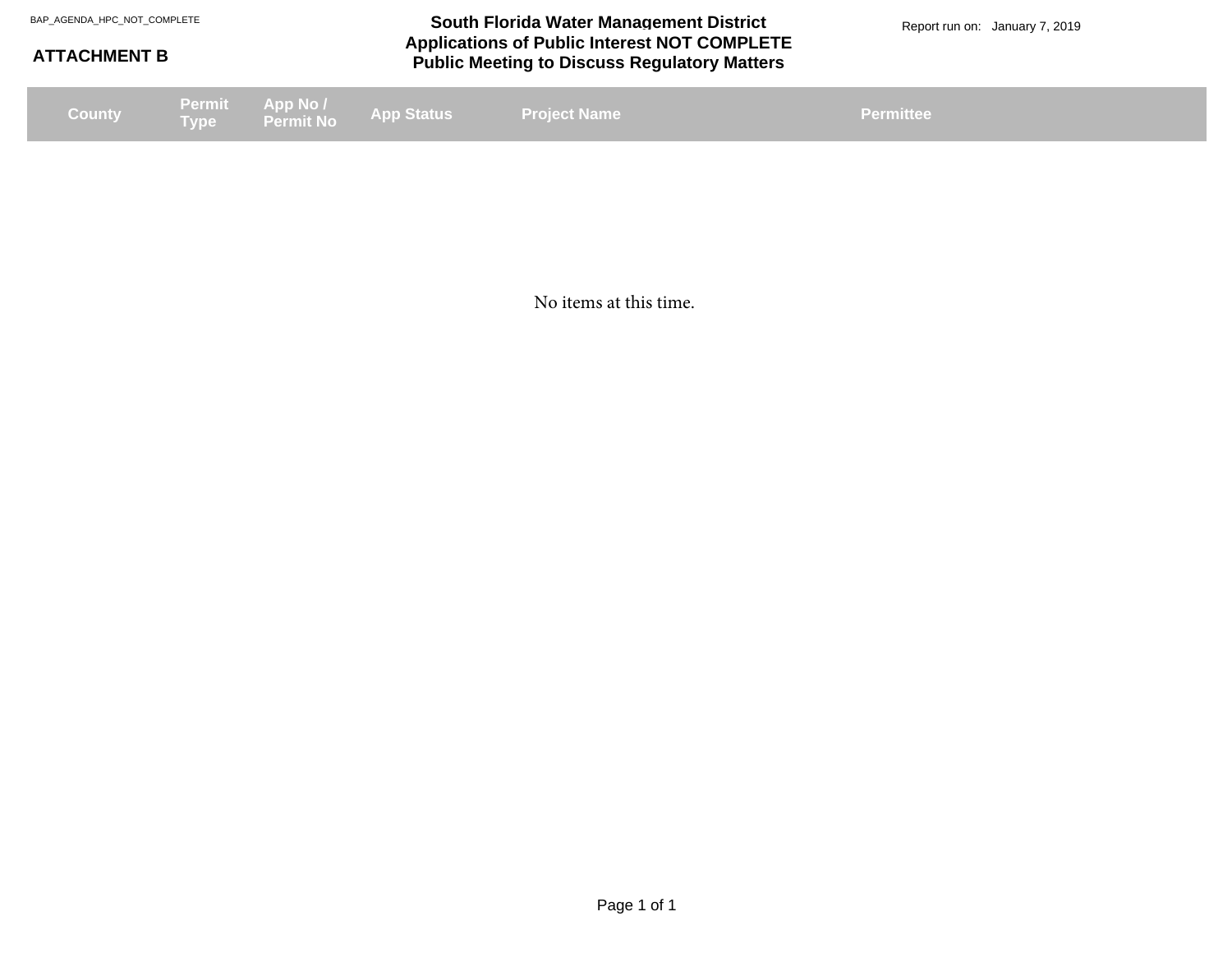BAP_AGENDA_HPC_NOT_COMPLETE

**ATTACHMENT B**

# South Florida Water Management District
## Applications of Public Interest NOT COMPLETE
## Public Meeting to Discuss Regulatory Matters

Report run on: January 7, 2019

| County | Permit Type | App No / Permit No | App Status | Project Name | Permittee |
|---|---|---|---|---|---|

No items at this time.